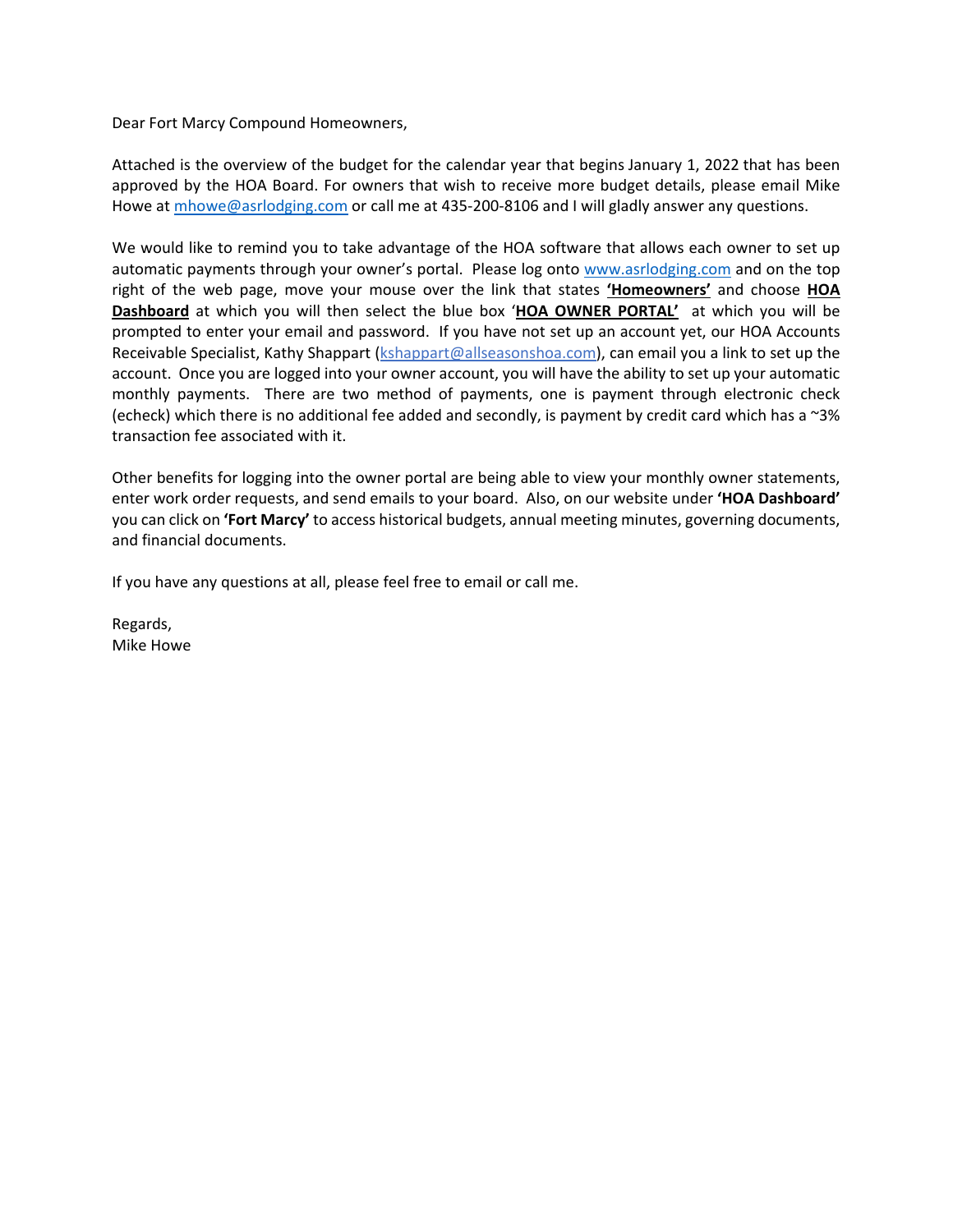Dear Fort Marcy Compound Homeowners,

Attached is the overview of the budget for the calendar year that begins January 1, 2022 that has been approved by the HOA Board. For owners that wish to receive more budget details, please email Mike Howe at mhowe@asrlodging.com or call me at 435-200-8106 and I will gladly answer any questions.

We would like to remind you to take advantage of the HOA software that allows each owner to set up automatic payments through your owner's portal. Please log onto www.asrlodging.com and on the top right of the web page, move your mouse over the link that states **'Homeowners'** and choose **HOA Dashboard** at which you will then select the blue box '**HOA OWNER PORTAL'** at which you will be prompted to enter your email and password. If you have not set up an account yet, our HOA Accounts Receivable Specialist, Kathy Shappart (kshappart@allseasonshoa.com), can email you a link to set up the account. Once you are logged into your owner account, you will have the ability to set up your automatic monthly payments. There are two method of payments, one is payment through electronic check (echeck) which there is no additional fee added and secondly, is payment by credit card which has a ~3% transaction fee associated with it.

Other benefits for logging into the owner portal are being able to view your monthly owner statements, enter work order requests, and send emails to your board. Also, on our website under **'HOA Dashboard'** you can click on **'Fort Marcy'** to access historical budgets, annual meeting minutes, governing documents, and financial documents.

If you have any questions at all, please feel free to email or call me.

Regards,
Mike Howe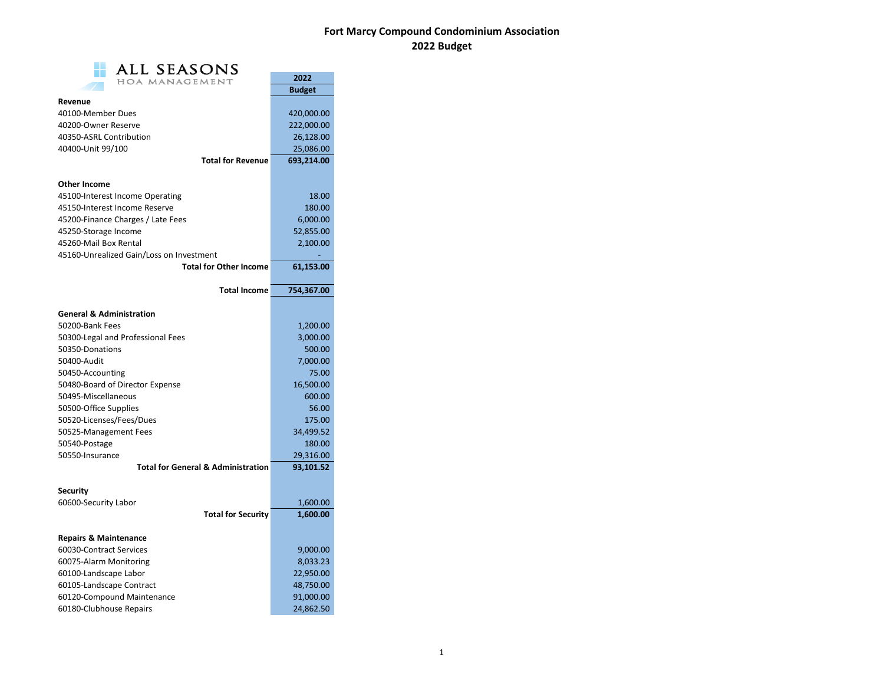# Fort Marcy Compound Condominium Association
## 2022 Budget

ALL SEASONS HOA MANAGEMENT

| | 2022 Budget |
|---|---|
| **Revenue** | |
| 40100-Member Dues | 420,000.00 |
| 40200-Owner Reserve | 222,000.00 |
| 40350-ASRL Contribution | 26,128.00 |
| 40400-Unit 99/100 | 25,086.00 |
| **Total for Revenue** | **693,214.00** |
| | |
| **Other Income** | |
| 45100-Interest Income Operating | 18.00 |
| 45150-Interest Income Reserve | 180.00 |
| 45200-Finance Charges / Late Fees | 6,000.00 |
| 45250-Storage Income | 52,855.00 |
| 45260-Mail Box Rental | 2,100.00 |
| 45160-Unrealized Gain/Loss on Investment | - |
| **Total for Other Income** | **61,153.00** |
| | |
| **Total Income** | **754,367.00** |
| | |
| **General & Administration** | |
| 50200-Bank Fees | 1,200.00 |
| 50300-Legal and Professional Fees | 3,000.00 |
| 50350-Donations | 500.00 |
| 50400-Audit | 7,000.00 |
| 50450-Accounting | 75.00 |
| 50480-Board of Director Expense | 16,500.00 |
| 50495-Miscellaneous | 600.00 |
| 50500-Office Supplies | 56.00 |
| 50520-Licenses/Fees/Dues | 175.00 |
| 50525-Management Fees | 34,499.52 |
| 50540-Postage | 180.00 |
| 50550-Insurance | 29,316.00 |
| **Total for General & Administration** | **93,101.52** |
| | |
| **Security** | |
| 60600-Security Labor | 1,600.00 |
| **Total for Security** | **1,600.00** |
| | |
| **Repairs & Maintenance** | |
| 60030-Contract Services | 9,000.00 |
| 60075-Alarm Monitoring | 8,033.23 |
| 60100-Landscape Labor | 22,950.00 |
| 60105-Landscape Contract | 48,750.00 |
| 60120-Compound Maintenance | 91,000.00 |
| 60180-Clubhouse Repairs | 24,862.50 |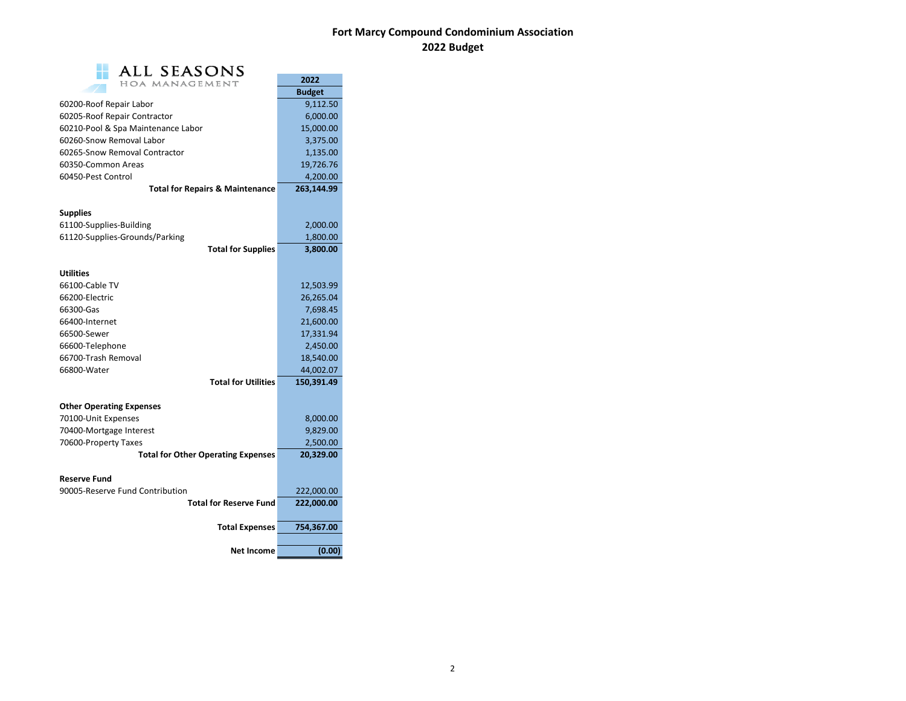# Fort Marcy Compound Condominium Association
## 2022 Budget

ALL SEASONS
HOA MANAGEMENT

| | 2022 Budget |
|---|---|
| 60200-Roof Repair Labor | 9,112.50 |
| 60205-Roof Repair Contractor | 6,000.00 |
| 60210-Pool & Spa Maintenance Labor | 15,000.00 |
| 60260-Snow Removal Labor | 3,375.00 |
| 60265-Snow Removal Contractor | 1,135.00 |
| 60350-Common Areas | 19,726.76 |
| 60450-Pest Control | 4,200.00 |
| **Total for Repairs & Maintenance** | **263,144.99** |
| | |
| **Supplies** | |
| 61100-Supplies-Building | 2,000.00 |
| 61120-Supplies-Grounds/Parking | 1,800.00 |
| **Total for Supplies** | **3,800.00** |
| | |
| **Utilities** | |
| 66100-Cable TV | 12,503.99 |
| 66200-Electric | 26,265.04 |
| 66300-Gas | 7,698.45 |
| 66400-Internet | 21,600.00 |
| 66500-Sewer | 17,331.94 |
| 66600-Telephone | 2,450.00 |
| 66700-Trash Removal | 18,540.00 |
| 66800-Water | 44,002.07 |
| **Total for Utilities** | **150,391.49** |
| | |
| **Other Operating Expenses** | |
| 70100-Unit Expenses | 8,000.00 |
| 70400-Mortgage Interest | 9,829.00 |
| 70600-Property Taxes | 2,500.00 |
| **Total for Other Operating Expenses** | **20,329.00** |
| | |
| **Reserve Fund** | |
| 90005-Reserve Fund Contribution | 222,000.00 |
| **Total for Reserve Fund** | **222,000.00** |
| | |
| **Total Expenses** | **754,367.00** |
| | |
| **Net Income** | **(0.00)** |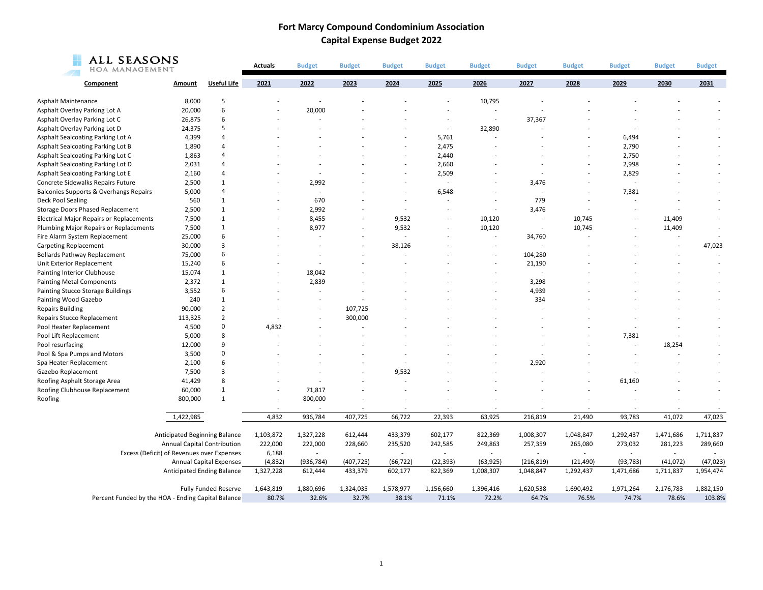# Fort Marcy Compound Condominium Association
## Capital Expense Budget 2022

ALL SEASONS
HOA MANAGEMENT

| Component | Amount | Useful Life | Actuals 2021 | Budget 2022 | Budget 2023 | Budget 2024 | Budget 2025 | Budget 2026 | Budget 2027 | Budget 2028 | Budget 2029 | Budget 2030 | Budget 2031 |
|---|---|---|---|---|---|---|---|---|---|---|---|---|---|
| Asphalt Maintenance | 8,000 | 5 | - | - | - | - | - | 10,795 | - | - | - | - | - |
| Asphalt Overlay Parking Lot A | 20,000 | 6 | - | 20,000 | - | - | - | - | - | - | - | - | - |
| Asphalt Overlay Parking Lot C | 26,875 | 6 | - | - | - | - | - | - | 37,367 | - | - | - | - |
| Asphalt Overlay Parking Lot D | 24,375 | 5 | - | - | - | - | - | 32,890 | - | - | - | - | - |
| Asphalt Sealcoating Parking Lot A | 4,399 | 4 | - | - | - | - | 5,761 | - | - | - | 6,494 | - | - |
| Asphalt Sealcoating Parking Lot B | 1,890 | 4 | - | - | - | - | 2,475 | - | - | - | 2,790 | - | - |
| Asphalt Sealcoating Parking Lot C | 1,863 | 4 | - | - | - | - | 2,440 | - | - | - | 2,750 | - | - |
| Asphalt Sealcoating Parking Lot D | 2,031 | 4 | - | - | - | - | 2,660 | - | - | - | 2,998 | - | - |
| Asphalt Sealcoating Parking Lot E | 2,160 | 4 | - | - | - | - | 2,509 | - | - | - | 2,829 | - | - |
| Concrete Sidewalks Repairs Future | 2,500 | 1 | - | 2,992 | - | - | - | - | 3,476 | - | - | - | - |
| Balconies Supports & Overhangs Repairs | 5,000 | 4 | - | - | - | - | 6,548 | - | - | - | 7,381 | - | - |
| Deck Pool Sealing | 560 | 1 | - | 670 | - | - | - | - | 779 | - | - | - | - |
| Storage Doors Phased Replacement | 2,500 | 1 | - | 2,992 | - | - | - | - | 3,476 | - | - | - | - |
| Electrical Major Repairs or Replacements | 7,500 | 1 | - | 8,455 | - | 9,532 | - | 10,120 | - | 10,745 | - | 11,409 | - |
| Plumbing Major Repairs or Replacements | 7,500 | 1 | - | 8,977 | - | 9,532 | - | 10,120 | - | 10,745 | - | 11,409 | - |
| Fire Alarm System Replacement | 25,000 | 6 | - | - | - | - | - | - | 34,760 | - | - | - | - |
| Carpeting Replacement | 30,000 | 3 | - | - | - | 38,126 | - | - | - | - | - | - | 47,023 |
| Bollards Pathway Replacement | 75,000 | 6 | - | - | - | - | - | - | 104,280 | - | - | - | - |
| Unit Exterior Replacement | 15,240 | 6 | - | - | - | - | - | - | 21,190 | - | - | - | - |
| Painting Interior Clubhouse | 15,074 | 1 | - | 18,042 | - | - | - | - | - | - | - | - | - |
| Painting Metal Components | 2,372 | 1 | - | 2,839 | - | - | - | - | 3,298 | - | - | - | - |
| Painting Stucco Storage Buildings | 3,552 | 6 | - | - | - | - | - | - | 4,939 | - | - | - | - |
| Painting Wood Gazebo | 240 | 1 | - | - | - | - | - | - | 334 | - | - | - | - |
| Repairs Building | 90,000 | 2 | - | - | 107,725 | - | - | - | - | - | - | - | - |
| Repairs Stucco Replacement | 113,325 | 2 | - | - | 300,000 | - | - | - | - | - | - | - | - |
| Pool Heater Replacement | 4,500 | 0 | 4,832 | - | - | - | - | - | - | - | - | - | - |
| Pool Lift Replacement | 5,000 | 8 | - | - | - | - | - | - | - | - | 7,381 | - | - |
| Pool resurfacing | 12,000 | 9 | - | - | - | - | - | - | - | - | - | 18,254 | - |
| Pool & Spa Pumps and Motors | 3,500 | 0 | - | - | - | - | - | - | - | - | - | - | - |
| Spa Heater Replacement | 2,100 | 6 | - | - | - | - | - | - | 2,920 | - | - | - | - |
| Gazebo Replacement | 7,500 | 3 | - | - | - | 9,532 | - | - | - | - | - | - | - |
| Roofing Asphalt Storage Area | 41,429 | 8 | - | - | - | - | - | - | - | - | 61,160 | - | - |
| Roofing Clubhouse Replacement | 60,000 | 1 | - | 71,817 | - | - | - | - | - | - | - | - | - |
| Roofing | 800,000 | 1 | - | 800,000 | - | - | - | - | - | - | - | - | - |
| | | | - | - | - | - | - | - | - | - | - | - | - |
| | 1,422,985 | | 4,832 | 936,784 | 407,725 | 66,722 | 22,393 | 63,925 | 216,819 | 21,490 | 93,783 | 41,072 | 47,023 |
| Anticipated Beginning Balance | | | 1,103,872 | 1,327,228 | 612,444 | 433,379 | 602,177 | 822,369 | 1,008,307 | 1,048,847 | 1,292,437 | 1,471,686 | 1,711,837 |
| Annual Capital Contribution | | | 222,000 | 222,000 | 228,660 | 235,520 | 242,585 | 249,863 | 257,359 | 265,080 | 273,032 | 281,223 | 289,660 |
| Excess (Deficit) of Revenues over Expenses | | | 6,188 | - | - | - | - | - | - | - | - | - | - |
| Annual Capital Expenses | | | (4,832) | (936,784) | (407,725) | (66,722) | (22,393) | (63,925) | (216,819) | (21,490) | (93,783) | (41,072) | (47,023) |
| Anticipated Ending Balance | | | 1,327,228 | 612,444 | 433,379 | 602,177 | 822,369 | 1,008,307 | 1,048,847 | 1,292,437 | 1,471,686 | 1,711,837 | 1,954,474 |
| Fully Funded Reserve | | | 1,643,819 | 1,880,696 | 1,324,035 | 1,578,977 | 1,156,660 | 1,396,416 | 1,620,538 | 1,690,492 | 1,971,264 | 2,176,783 | 1,882,150 |
| Percent Funded by the HOA - Ending Capital Balance | | | 80.7% | 32.6% | 32.7% | 38.1% | 71.1% | 72.2% | 64.7% | 76.5% | 74.7% | 78.6% | 103.8% |